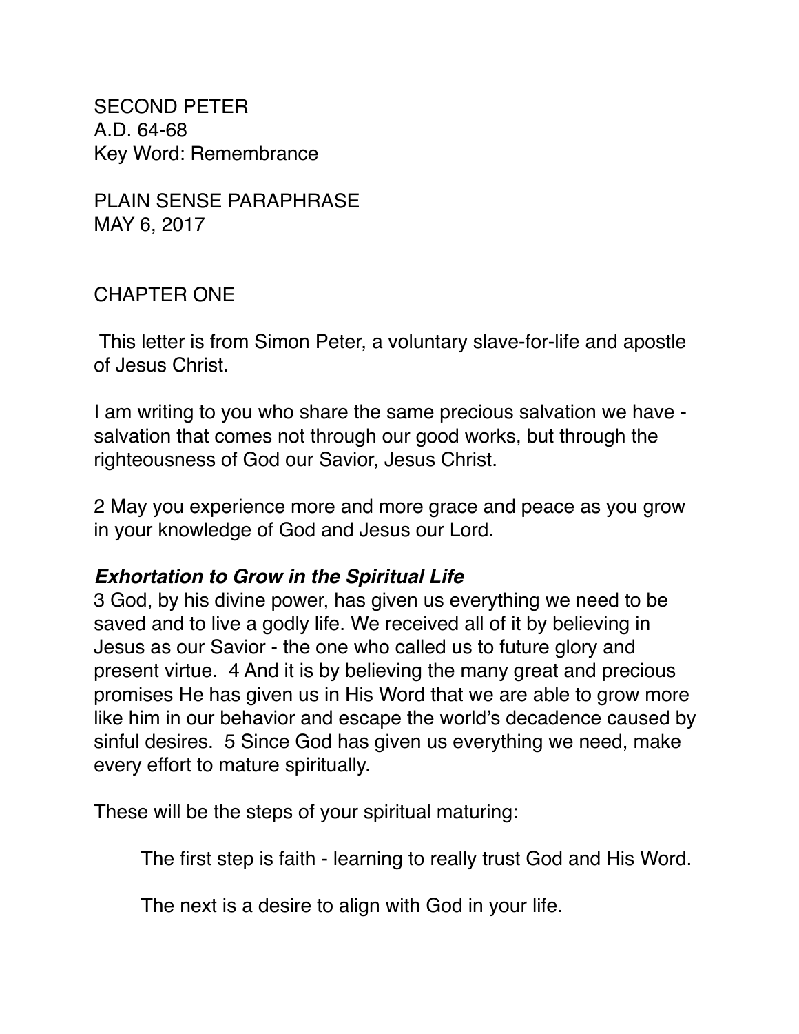SECOND PETER
A.D. 64-68
Key Word: Remembrance

PLAIN SENSE PARAPHRASE
MAY 6, 2017

## CHAPTER ONE

This letter is from Simon Peter, a voluntary slave-for-life and apostle of Jesus Christ.

I am writing to you who share the same precious salvation we have - salvation that comes not through our good works, but through the righteousness of God our Savior, Jesus Christ.

2 May you experience more and more grace and peace as you grow in your knowledge of God and Jesus our Lord.

### ***Exhortation to Grow in the Spiritual Life***

3 God, by his divine power, has given us everything we need to be saved and to live a godly life. We received all of it by believing in Jesus as our Savior - the one who called us to future glory and present virtue. 4 And it is by believing the many great and precious promises He has given us in His Word that we are able to grow more like him in our behavior and escape the world's decadence caused by sinful desires. 5 Since God has given us everything we need, make every effort to mature spiritually.

These will be the steps of your spiritual maturing:

> The first step is faith - learning to really trust God and His Word.
>
> The next is a desire to align with God in your life.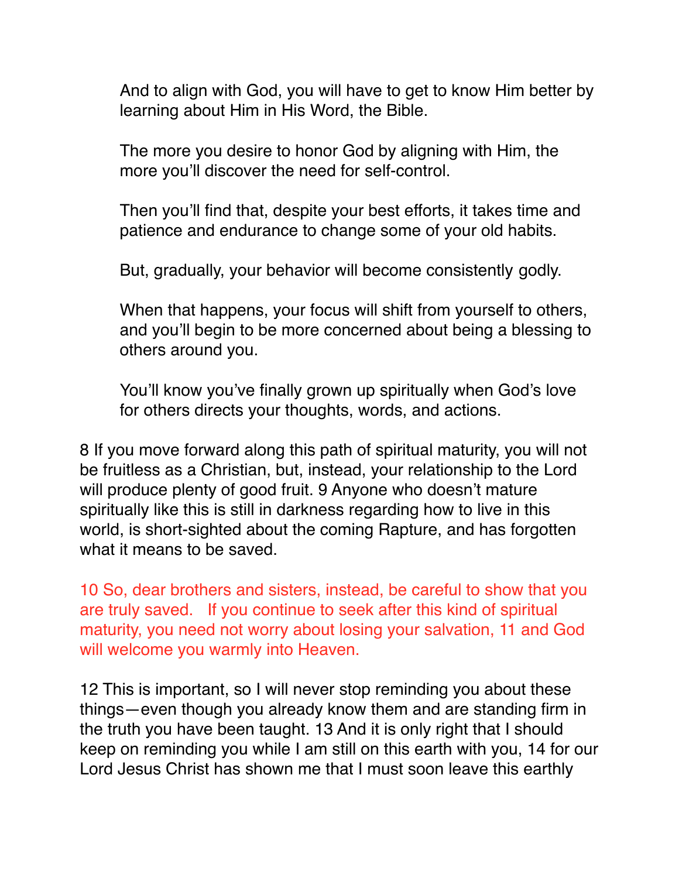> And to align with God, you will have to get to know Him better by learning about Him in His Word, the Bible.
>
> The more you desire to honor God by aligning with Him, the more you'll discover the need for self-control.
>
> Then you'll find that, despite your best efforts, it takes time and patience and endurance to change some of your old habits.
>
> But, gradually, your behavior will become consistently godly.
>
> When that happens, your focus will shift from yourself to others, and you'll begin to be more concerned about being a blessing to others around you.
>
> You'll know you've finally grown up spiritually when God's love for others directs your thoughts, words, and actions.

8 If you move forward along this path of spiritual maturity, you will not be fruitless as a Christian, but, instead, your relationship to the Lord will produce plenty of good fruit. 9 Anyone who doesn't mature spiritually like this is still in darkness regarding how to live in this world, is short-sighted about the coming Rapture, and has forgotten what it means to be saved.

10 So, dear brothers and sisters, instead, be careful to show that you are truly saved. If you continue to seek after this kind of spiritual maturity, you need not worry about losing your salvation, 11 and God will welcome you warmly into Heaven.

12 This is important, so I will never stop reminding you about these things—even though you already know them and are standing firm in the truth you have been taught. 13 And it is only right that I should keep on reminding you while I am still on this earth with you, 14 for our Lord Jesus Christ has shown me that I must soon leave this earthly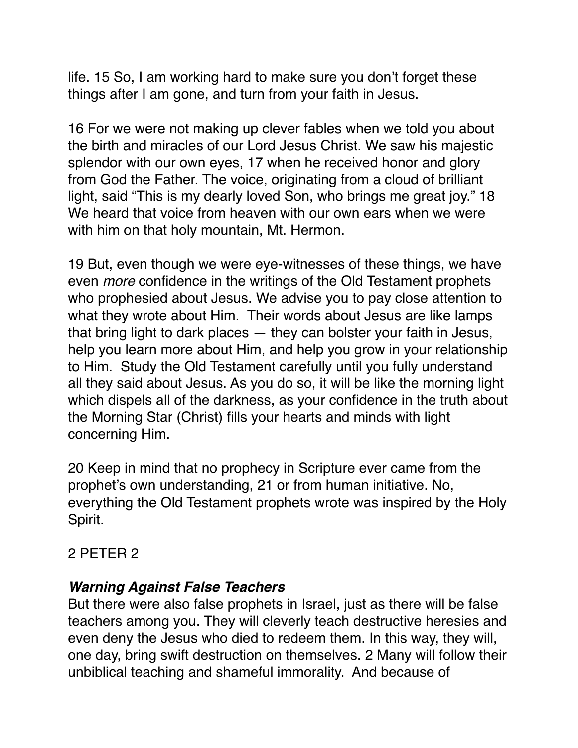life. 15 So, I am working hard to make sure you don't forget these things after I am gone, and turn from your faith in Jesus.

16 For we were not making up clever fables when we told you about the birth and miracles of our Lord Jesus Christ. We saw his majestic splendor with our own eyes, 17 when he received honor and glory from God the Father. The voice, originating from a cloud of brilliant light, said "This is my dearly loved Son, who brings me great joy." 18 We heard that voice from heaven with our own ears when we were with him on that holy mountain, Mt. Hermon.

19 But, even though we were eye-witnesses of these things, we have even *more* confidence in the writings of the Old Testament prophets who prophesied about Jesus. We advise you to pay close attention to what they wrote about Him. Their words about Jesus are like lamps that bring light to dark places — they can bolster your faith in Jesus, help you learn more about Him, and help you grow in your relationship to Him. Study the Old Testament carefully until you fully understand all they said about Jesus. As you do so, it will be like the morning light which dispels all of the darkness, as your confidence in the truth about the Morning Star (Christ) fills your hearts and minds with light concerning Him.

20 Keep in mind that no prophecy in Scripture ever came from the prophet's own understanding, 21 or from human initiative. No, everything the Old Testament prophets wrote was inspired by the Holy Spirit.

## 2 PETER 2

### ***Warning Against False Teachers***

But there were also false prophets in Israel, just as there will be false teachers among you. They will cleverly teach destructive heresies and even deny the Jesus who died to redeem them. In this way, they will, one day, bring swift destruction on themselves. 2 Many will follow their unbiblical teaching and shameful immorality. And because of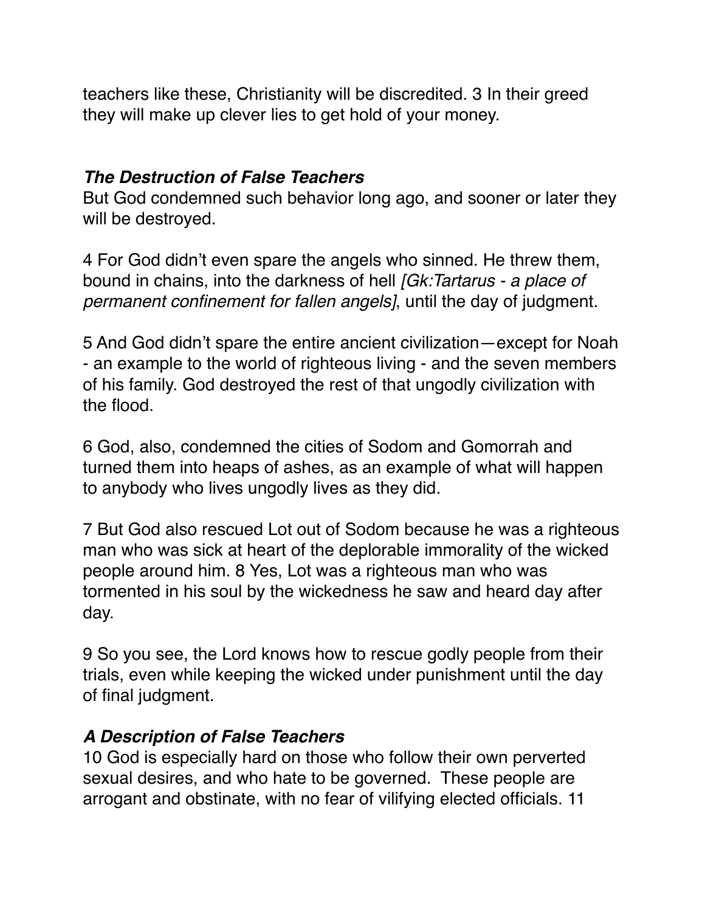teachers like these, Christianity will be discredited. 3 In their greed they will make up clever lies to get hold of your money.

### ***The Destruction of False Teachers***

But God condemned such behavior long ago, and sooner or later they will be destroyed.

4 For God didn't even spare the angels who sinned. He threw them, bound in chains, into the darkness of hell *[Gk:Tartarus - a place of permanent confinement for fallen angels]*, until the day of judgment.

5 And God didn't spare the entire ancient civilization—except for Noah - an example to the world of righteous living - and the seven members of his family. God destroyed the rest of that ungodly civilization with the flood.

6 God, also, condemned the cities of Sodom and Gomorrah and turned them into heaps of ashes, as an example of what will happen to anybody who lives ungodly lives as they did.

7 But God also rescued Lot out of Sodom because he was a righteous man who was sick at heart of the deplorable immorality of the wicked people around him. 8 Yes, Lot was a righteous man who was tormented in his soul by the wickedness he saw and heard day after day.

9 So you see, the Lord knows how to rescue godly people from their trials, even while keeping the wicked under punishment until the day of final judgment.

### ***A Description of False Teachers***

10 God is especially hard on those who follow their own perverted sexual desires, and who hate to be governed. These people are arrogant and obstinate, with no fear of vilifying elected officials. 11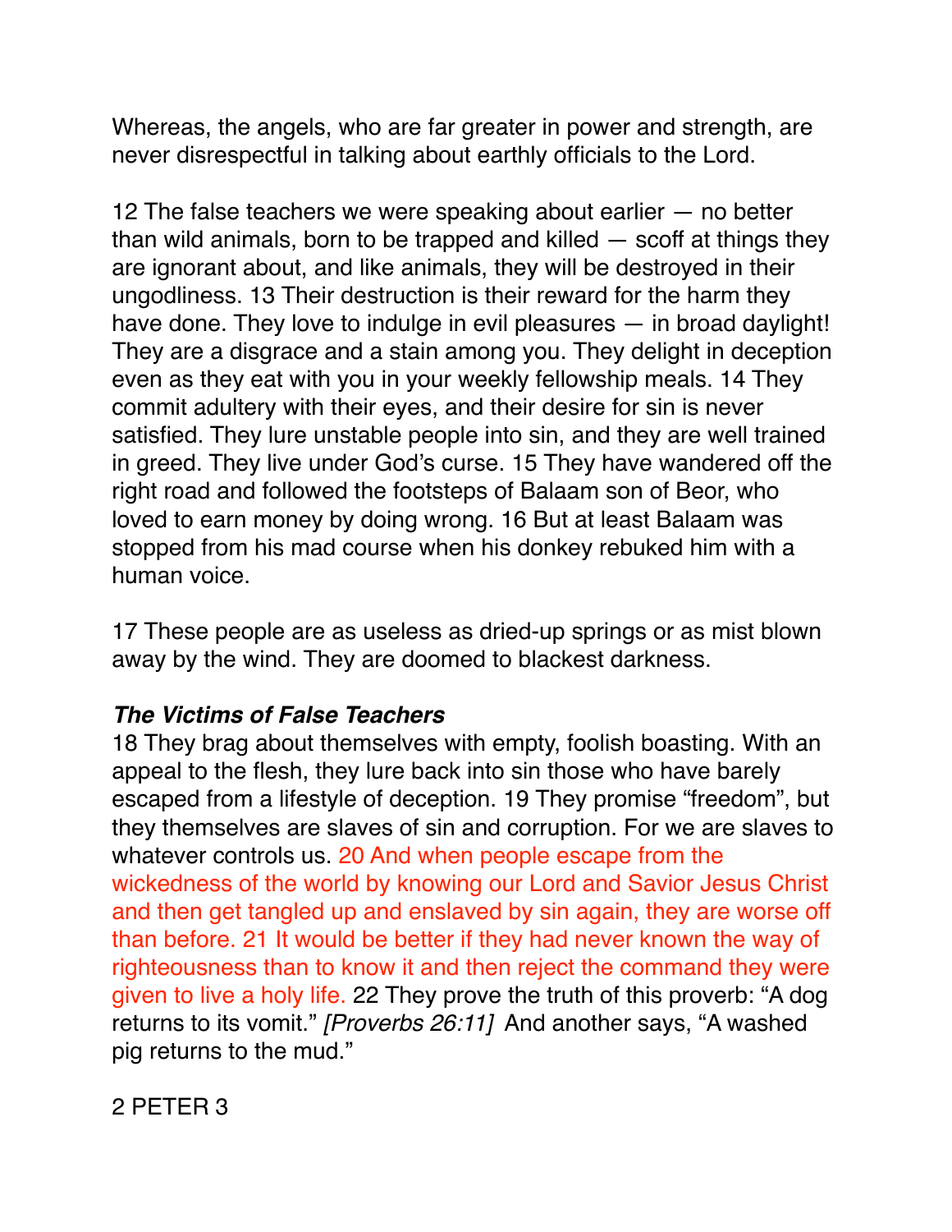Whereas, the angels, who are far greater in power and strength, are never disrespectful in talking about earthly officials to the Lord.

12 The false teachers we were speaking about earlier — no better than wild animals, born to be trapped and killed — scoff at things they are ignorant about, and like animals, they will be destroyed in their ungodliness. 13 Their destruction is their reward for the harm they have done. They love to indulge in evil pleasures — in broad daylight! They are a disgrace and a stain among you. They delight in deception even as they eat with you in your weekly fellowship meals. 14 They commit adultery with their eyes, and their desire for sin is never satisfied. They lure unstable people into sin, and they are well trained in greed. They live under God's curse. 15 They have wandered off the right road and followed the footsteps of Balaam son of Beor, who loved to earn money by doing wrong. 16 But at least Balaam was stopped from his mad course when his donkey rebuked him with a human voice.

17 These people are as useless as dried-up springs or as mist blown away by the wind. They are doomed to blackest darkness.

***The Victims of False Teachers***

18 They brag about themselves with empty, foolish boasting. With an appeal to the flesh, they lure back into sin those who have barely escaped from a lifestyle of deception. 19 They promise "freedom", but they themselves are slaves of sin and corruption. For we are slaves to whatever controls us. 20 And when people escape from the wickedness of the world by knowing our Lord and Savior Jesus Christ and then get tangled up and enslaved by sin again, they are worse off than before. 21 It would be better if they had never known the way of righteousness than to know it and then reject the command they were given to live a holy life. 22 They prove the truth of this proverb: "A dog returns to its vomit." *[Proverbs 26:11]* And another says, "A washed pig returns to the mud."

2 PETER 3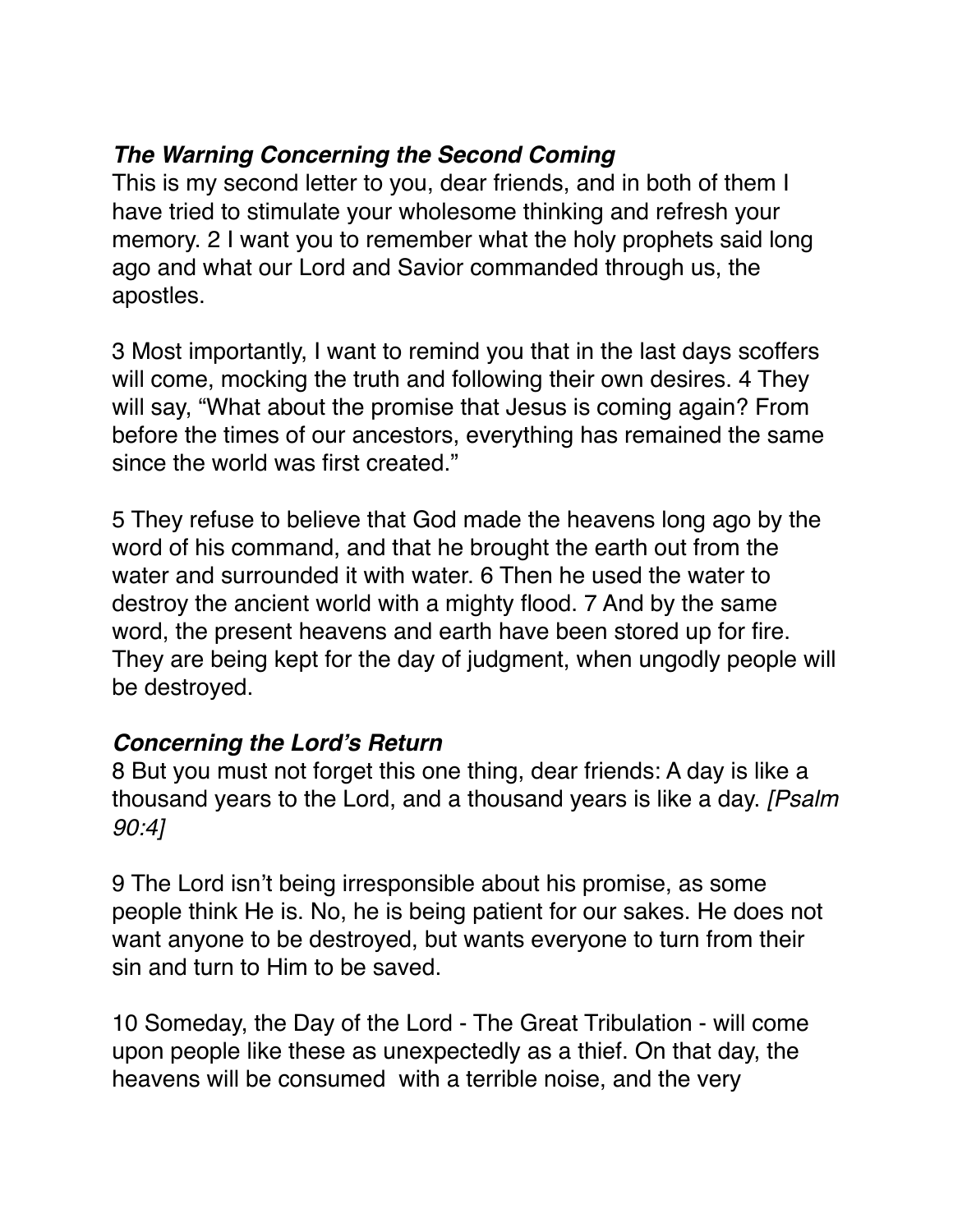### ***The Warning Concerning the Second Coming***

This is my second letter to you, dear friends, and in both of them I have tried to stimulate your wholesome thinking and refresh your memory. 2 I want you to remember what the holy prophets said long ago and what our Lord and Savior commanded through us, the apostles.

3 Most importantly, I want to remind you that in the last days scoffers will come, mocking the truth and following their own desires. 4 They will say, “What about the promise that Jesus is coming again? From before the times of our ancestors, everything has remained the same since the world was first created.”

5 They refuse to believe that God made the heavens long ago by the word of his command, and that he brought the earth out from the water and surrounded it with water. 6 Then he used the water to destroy the ancient world with a mighty flood. 7 And by the same word, the present heavens and earth have been stored up for fire. They are being kept for the day of judgment, when ungodly people will be destroyed.

### ***Concerning the Lord’s Return***

8 But you must not forget this one thing, dear friends: A day is like a thousand years to the Lord, and a thousand years is like a day. *[Psalm 90:4]*

9 The Lord isn’t being irresponsible about his promise, as some people think He is. No, he is being patient for our sakes. He does not want anyone to be destroyed, but wants everyone to turn from their sin and turn to Him to be saved.

10 Someday, the Day of the Lord - The Great Tribulation - will come upon people like these as unexpectedly as a thief. On that day, the heavens will be consumed with a terrible noise, and the very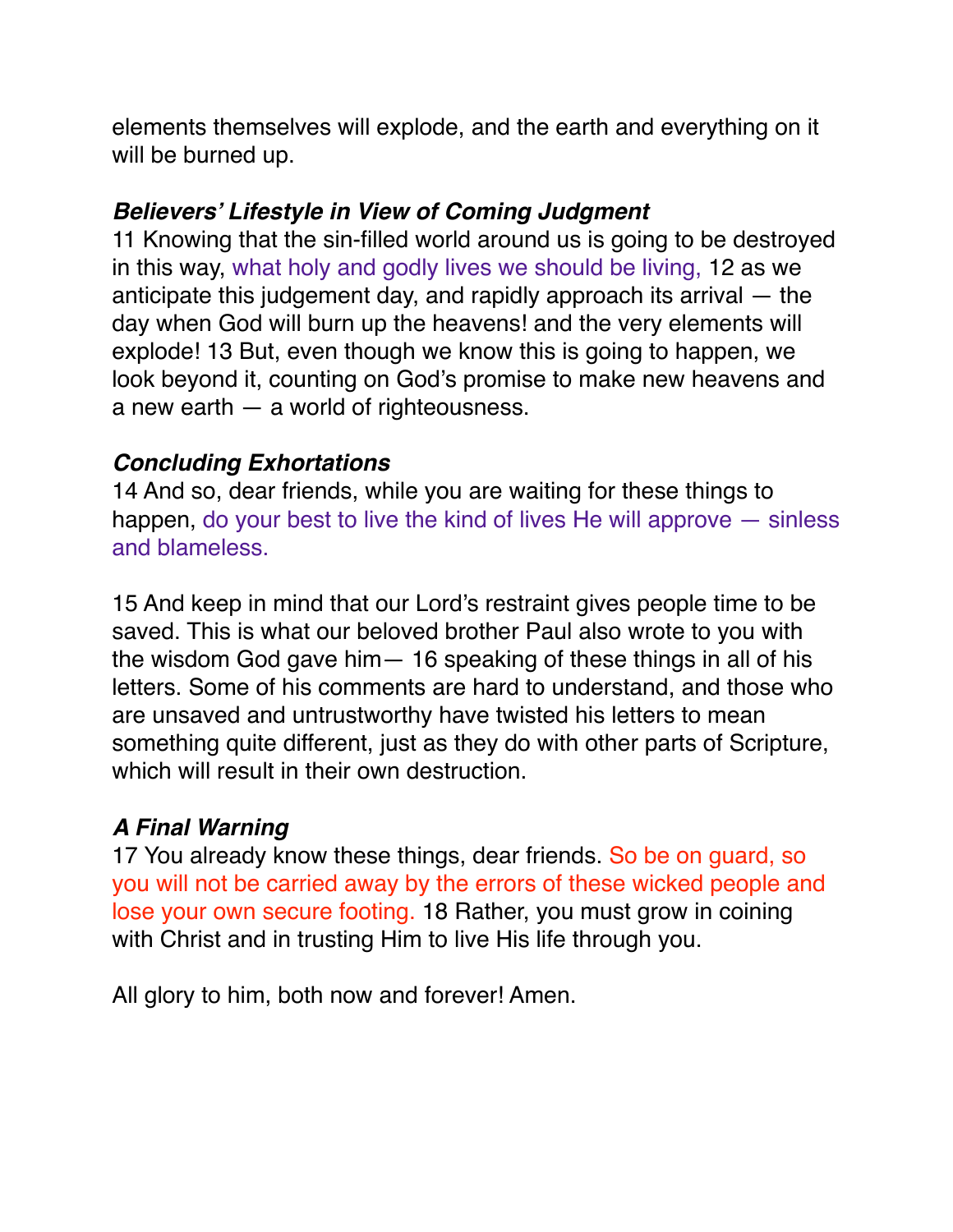elements themselves will explode, and the earth and everything on it will be burned up.

***Believers' Lifestyle in View of Coming Judgment***

11 Knowing that the sin-filled world around us is going to be destroyed in this way, what holy and godly lives we should be living, 12 as we anticipate this judgement day, and rapidly approach its arrival — the day when God will burn up the heavens! and the very elements will explode! 13 But, even though we know this is going to happen, we look beyond it, counting on God's promise to make new heavens and a new earth — a world of righteousness.

***Concluding Exhortations***

14 And so, dear friends, while you are waiting for these things to happen, do your best to live the kind of lives He will approve — sinless and blameless.

15 And keep in mind that our Lord's restraint gives people time to be saved. This is what our beloved brother Paul also wrote to you with the wisdom God gave him— 16 speaking of these things in all of his letters. Some of his comments are hard to understand, and those who are unsaved and untrustworthy have twisted his letters to mean something quite different, just as they do with other parts of Scripture, which will result in their own destruction.

***A Final Warning***

17 You already know these things, dear friends. So be on guard, so you will not be carried away by the errors of these wicked people and lose your own secure footing. 18 Rather, you must grow in coining with Christ and in trusting Him to live His life through you.

All glory to him, both now and forever! Amen.